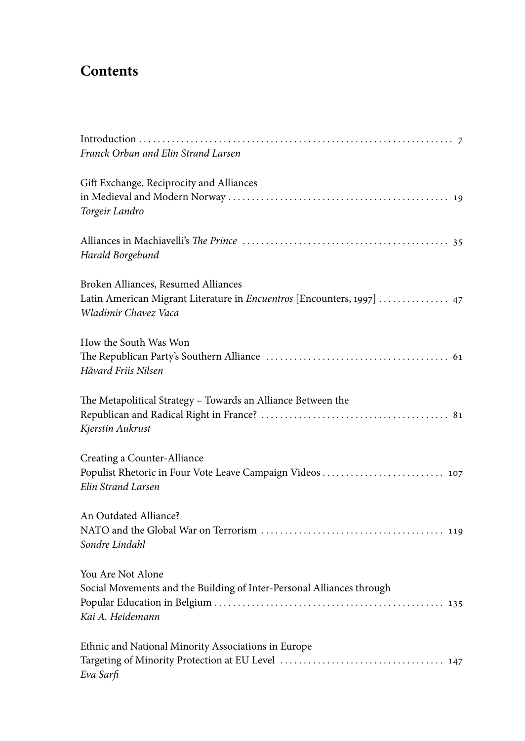# Contents

Introduction . . . . . . . . . . . . . . . . . . . . . . . . . . . . . . . . . . . . . . . . . . . . . . . . . . . . . . . . . . . . . . . . . 7
*Franck Orban and Elin Strand Larsen*

Gift Exchange, Reciprocity and Alliances
in Medieval and Modern Norway . . . . . . . . . . . . . . . . . . . . . . . . . . . . . . . . . . . . . . . . . . . . . . 19
*Torgeir Landro*

Alliances in Machiavelli's *The Prince* . . . . . . . . . . . . . . . . . . . . . . . . . . . . . . . . . . . . . . . . . . . 35
*Harald Borgebund*

Broken Alliances, Resumed Alliances
Latin American Migrant Literature in *Encuentros* [Encounters, 1997] . . . . . . . . . . . . . . . 47
*Wladimir Chavez Vaca*

How the South Was Won
The Republican Party's Southern Alliance . . . . . . . . . . . . . . . . . . . . . . . . . . . . . . . . . . . . . . . 61
*Håvard Friis Nilsen*

The Metapolitical Strategy – Towards an Alliance Between the
Republican and Radical Right in France? . . . . . . . . . . . . . . . . . . . . . . . . . . . . . . . . . . . . . . . . 81
*Kjerstin Aukrust*

Creating a Counter-Alliance
Populist Rhetoric in Four Vote Leave Campaign Videos . . . . . . . . . . . . . . . . . . . . . . . . . . 107
*Elin Strand Larsen*

An Outdated Alliance?
NATO and the Global War on Terrorism . . . . . . . . . . . . . . . . . . . . . . . . . . . . . . . . . . . . . . . 119
*Sondre Lindahl*

You Are Not Alone
Social Movements and the Building of Inter-Personal Alliances through
Popular Education in Belgium . . . . . . . . . . . . . . . . . . . . . . . . . . . . . . . . . . . . . . . . . . . . . . . . 135
*Kai A. Heidemann*

Ethnic and National Minority Associations in Europe
Targeting of Minority Protection at EU Level . . . . . . . . . . . . . . . . . . . . . . . . . . . . . . . . . . . 147
*Eva Sarfi*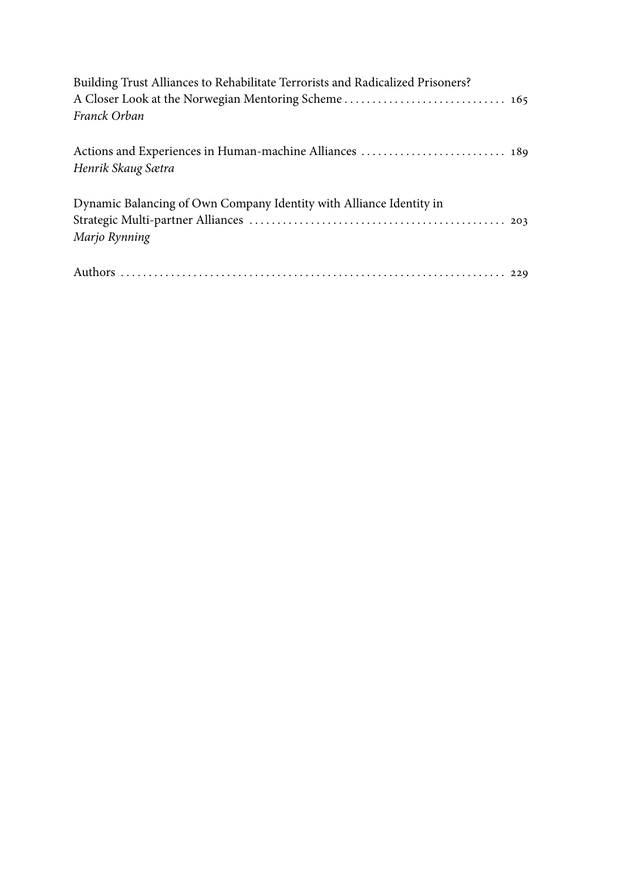Building Trust Alliances to Rehabilitate Terrorists and Radicalized Prisoners? A Closer Look at the Norwegian Mentoring Scheme ............................ 165
*Franck Orban*

Actions and Experiences in Human-machine Alliances ......................... 189
*Henrik Skaug Sætra*

Dynamic Balancing of Own Company Identity with Alliance Identity in Strategic Multi-partner Alliances ............................................. 203
*Marjo Rynning*

Authors ................................................................... 229